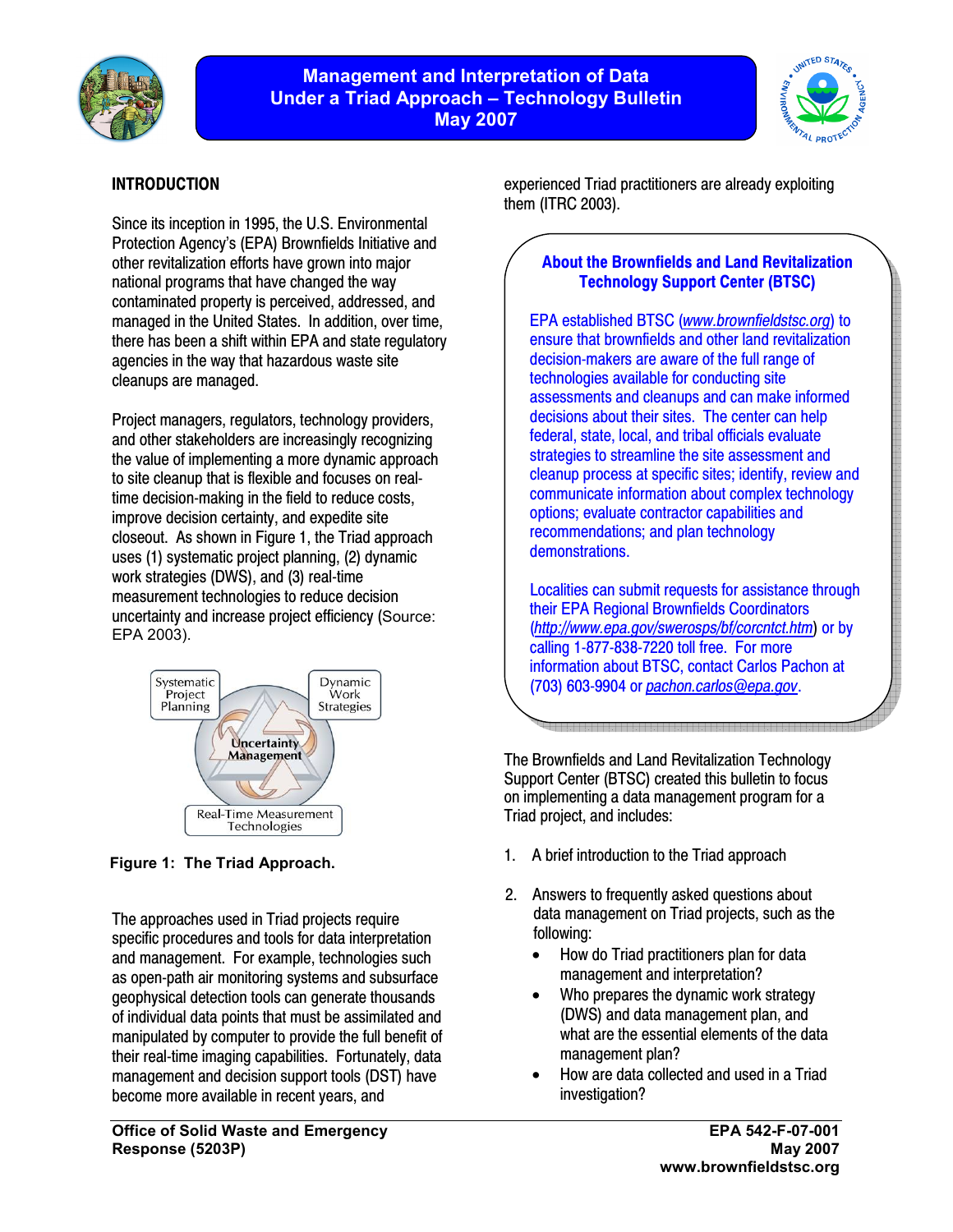# Management and Interpretation of Data Under a Triad Approach – Technology Bulletin May 2007

## INTRODUCTION

Since its inception in 1995, the U.S. Environmental Protection Agency's (EPA) Brownfields Initiative and other revitalization efforts have grown into major national programs that have changed the way contaminated property is perceived, addressed, and managed in the United States. In addition, over time, there has been a shift within EPA and state regulatory agencies in the way that hazardous waste site cleanups are managed.

Project managers, regulators, technology providers, and other stakeholders are increasingly recognizing the value of implementing a more dynamic approach to site cleanup that is flexible and focuses on real-time decision-making in the field to reduce costs, improve decision certainty, and expedite site closeout. As shown in Figure 1, the Triad approach uses (1) systematic project planning, (2) dynamic work strategies (DWS), and (3) real-time measurement technologies to reduce decision uncertainty and increase project efficiency (Source: EPA 2003).

Systematic Project Planning | Dynamic Work Strategies | Uncertainty Management | Real-Time Measurement Technologies

**Figure 1: The Triad Approach.**

The approaches used in Triad projects require specific procedures and tools for data interpretation and management. For example, technologies such as open-path air monitoring systems and subsurface geophysical detection tools can generate thousands of individual data points that must be assimilated and manipulated by computer to provide the full benefit of their real-time imaging capabilities. Fortunately, data management and decision support tools (DST) have become more available in recent years, and experienced Triad practitioners are already exploiting them (ITRC 2003).

> **About the Brownfields and Land Revitalization Technology Support Center (BTSC)**
>
> EPA established BTSC (*www.brownfieldstsc.org*) to ensure that brownfields and other land revitalization decision-makers are aware of the full range of technologies available for conducting site assessments and cleanups and can make informed decisions about their sites. The center can help federal, state, local, and tribal officials evaluate strategies to streamline the site assessment and cleanup process at specific sites; identify, review and communicate information about complex technology options; evaluate contractor capabilities and recommendations; and plan technology demonstrations.
>
> Localities can submit requests for assistance through their EPA Regional Brownfields Coordinators (*http://www.epa.gov/swerosps/bf/corcntct.htm*) or by calling 1-877-838-7220 toll free. For more information about BTSC, contact Carlos Pachon at (703) 603-9904 or *pachon.carlos@epa.gov*.

The Brownfields and Land Revitalization Technology Support Center (BTSC) created this bulletin to focus on implementing a data management program for a Triad project, and includes:

1. A brief introduction to the Triad approach
2. Answers to frequently asked questions about data management on Triad projects, such as the following:
   - How do Triad practitioners plan for data management and interpretation?
   - Who prepares the dynamic work strategy (DWS) and data management plan, and what are the essential elements of the data management plan?
   - How are data collected and used in a Triad investigation?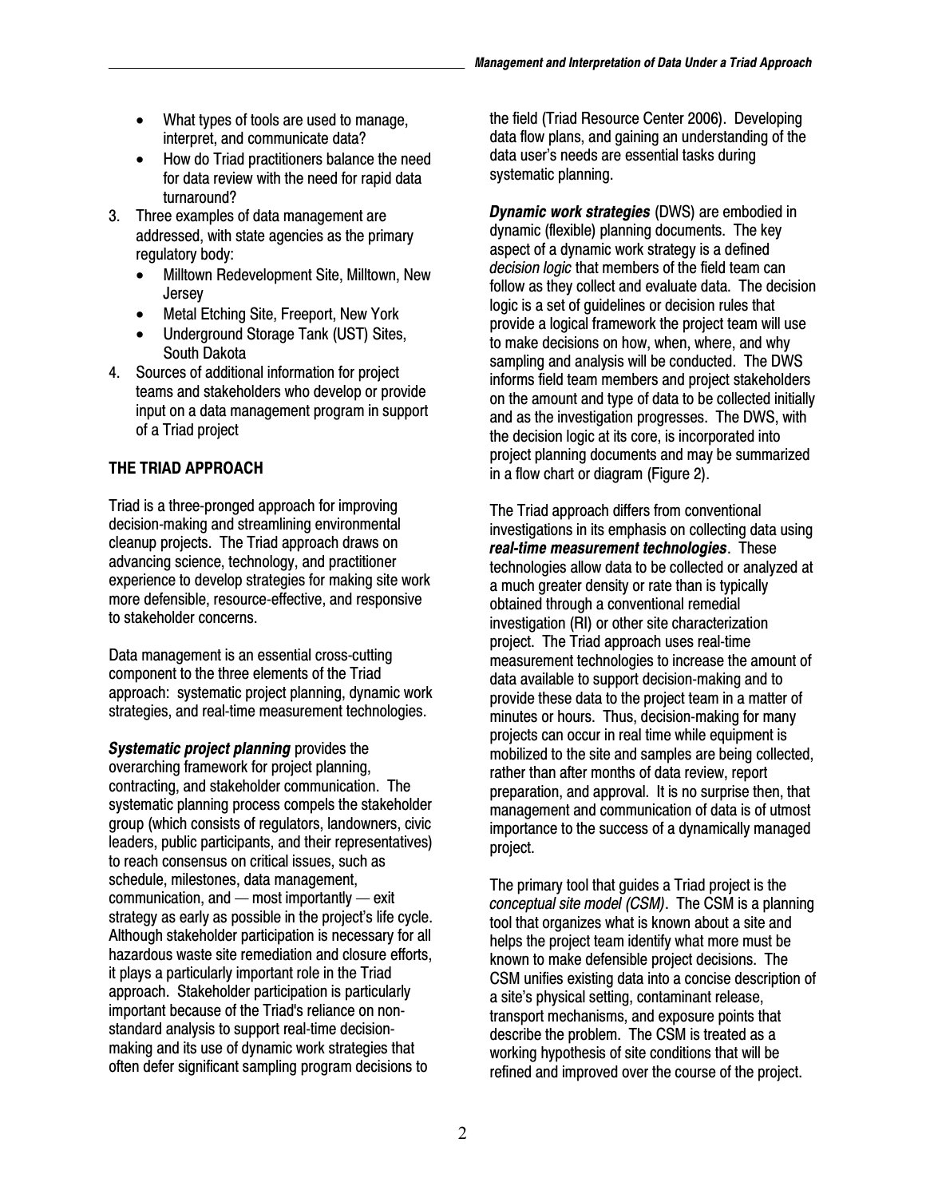- What types of tools are used to manage, interpret, and communicate data?
- How do Triad practitioners balance the need for data review with the need for rapid data turnaround?

3. Three examples of data management are addressed, with state agencies as the primary regulatory body:
   - Milltown Redevelopment Site, Milltown, New Jersey
   - Metal Etching Site, Freeport, New York
   - Underground Storage Tank (UST) Sites, South Dakota
4. Sources of additional information for project teams and stakeholders who develop or provide input on a data management program in support of a Triad project

## THE TRIAD APPROACH

Triad is a three-pronged approach for improving decision-making and streamlining environmental cleanup projects. The Triad approach draws on advancing science, technology, and practitioner experience to develop strategies for making site work more defensible, resource-effective, and responsive to stakeholder concerns.

Data management is an essential cross-cutting component to the three elements of the Triad approach: systematic project planning, dynamic work strategies, and real-time measurement technologies.

***Systematic project planning*** provides the overarching framework for project planning, contracting, and stakeholder communication. The systematic planning process compels the stakeholder group (which consists of regulators, landowners, civic leaders, public participants, and their representatives) to reach consensus on critical issues, such as schedule, milestones, data management, communication, and — most importantly — exit strategy as early as possible in the project's life cycle. Although stakeholder participation is necessary for all hazardous waste site remediation and closure efforts, it plays a particularly important role in the Triad approach. Stakeholder participation is particularly important because of the Triad's reliance on non-standard analysis to support real-time decision-making and its use of dynamic work strategies that often defer significant sampling program decisions to the field (Triad Resource Center 2006). Developing data flow plans, and gaining an understanding of the data user's needs are essential tasks during systematic planning.

***Dynamic work strategies*** (DWS) are embodied in dynamic (flexible) planning documents. The key aspect of a dynamic work strategy is a defined *decision logic* that members of the field team can follow as they collect and evaluate data. The decision logic is a set of guidelines or decision rules that provide a logical framework the project team will use to make decisions on how, when, where, and why sampling and analysis will be conducted. The DWS informs field team members and project stakeholders on the amount and type of data to be collected initially and as the investigation progresses. The DWS, with the decision logic at its core, is incorporated into project planning documents and may be summarized in a flow chart or diagram (Figure 2).

The Triad approach differs from conventional investigations in its emphasis on collecting data using ***real-time measurement technologies***. These technologies allow data to be collected or analyzed at a much greater density or rate than is typically obtained through a conventional remedial investigation (RI) or other site characterization project. The Triad approach uses real-time measurement technologies to increase the amount of data available to support decision-making and to provide these data to the project team in a matter of minutes or hours. Thus, decision-making for many projects can occur in real time while equipment is mobilized to the site and samples are being collected, rather than after months of data review, report preparation, and approval. It is no surprise then, that management and communication of data is of utmost importance to the success of a dynamically managed project.

The primary tool that guides a Triad project is the *conceptual site model (CSM)*. The CSM is a planning tool that organizes what is known about a site and helps the project team identify what more must be known to make defensible project decisions. The CSM unifies existing data into a concise description of a site's physical setting, contaminant release, transport mechanisms, and exposure points that describe the problem. The CSM is treated as a working hypothesis of site conditions that will be refined and improved over the course of the project.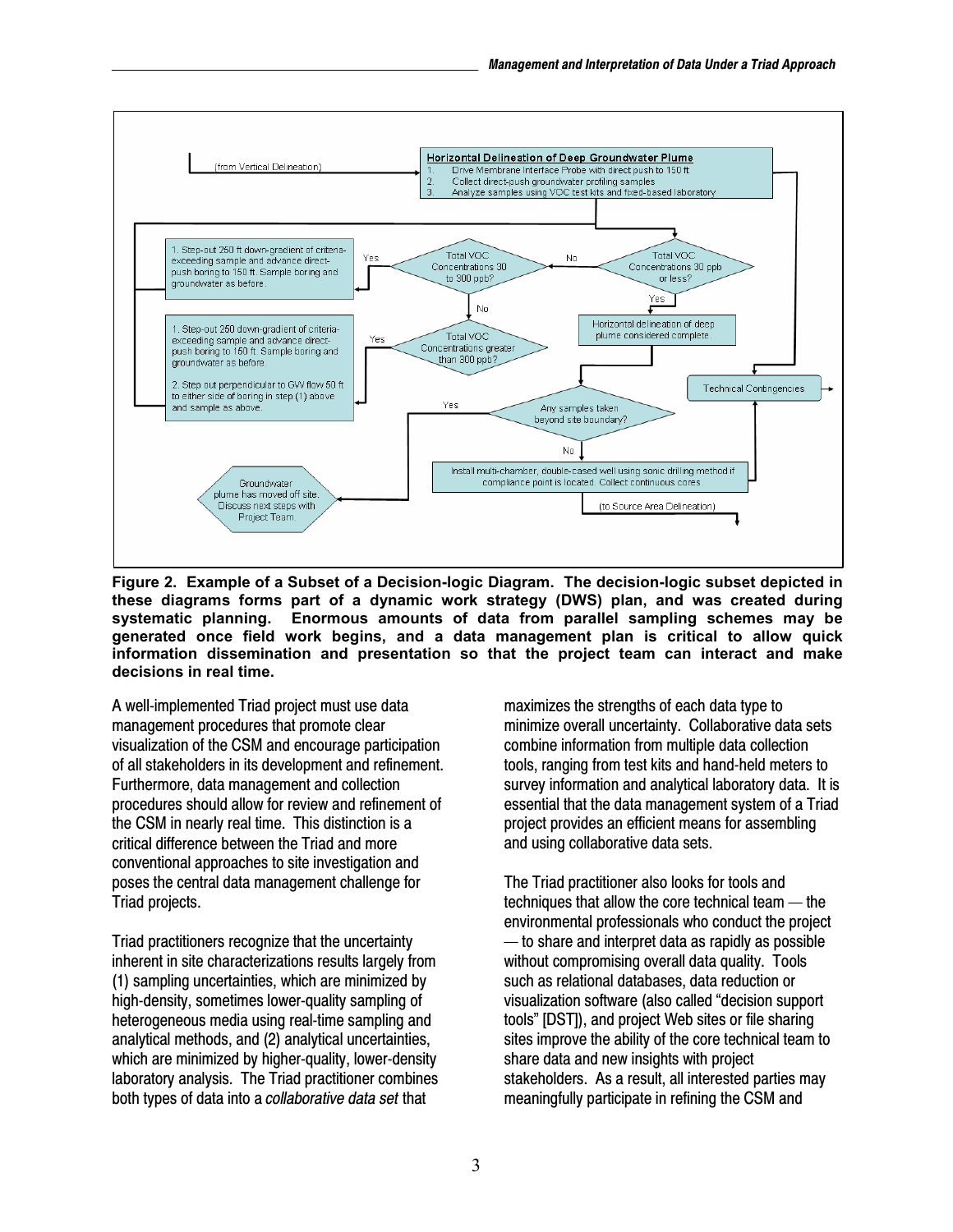**Figure 2. Example of a Subset of a Decision-logic Diagram. The decision-logic subset depicted in these diagrams forms part of a dynamic work strategy (DWS) plan, and was created during systematic planning. Enormous amounts of data from parallel sampling schemes may be generated once field work begins, and a data management plan is critical to allow quick information dissemination and presentation so that the project team can interact and make decisions in real time.**

A well-implemented Triad project must use data management procedures that promote clear visualization of the CSM and encourage participation of all stakeholders in its development and refinement. Furthermore, data management and collection procedures should allow for review and refinement of the CSM in nearly real time. This distinction is a critical difference between the Triad and more conventional approaches to site investigation and poses the central data management challenge for Triad projects.

Triad practitioners recognize that the uncertainty inherent in site characterizations results largely from (1) sampling uncertainties, which are minimized by high-density, sometimes lower-quality sampling of heterogeneous media using real-time sampling and analytical methods, and (2) analytical uncertainties, which are minimized by higher-quality, lower-density laboratory analysis. The Triad practitioner combines both types of data into a *collaborative data set* that maximizes the strengths of each data type to minimize overall uncertainty. Collaborative data sets combine information from multiple data collection tools, ranging from test kits and hand-held meters to survey information and analytical laboratory data. It is essential that the data management system of a Triad project provides an efficient means for assembling and using collaborative data sets.

The Triad practitioner also looks for tools and techniques that allow the core technical team — the environmental professionals who conduct the project — to share and interpret data as rapidly as possible without compromising overall data quality. Tools such as relational databases, data reduction or visualization software (also called "decision support tools" [DST]), and project Web sites or file sharing sites improve the ability of the core technical team to share data and new insights with project stakeholders. As a result, all interested parties may meaningfully participate in refining the CSM and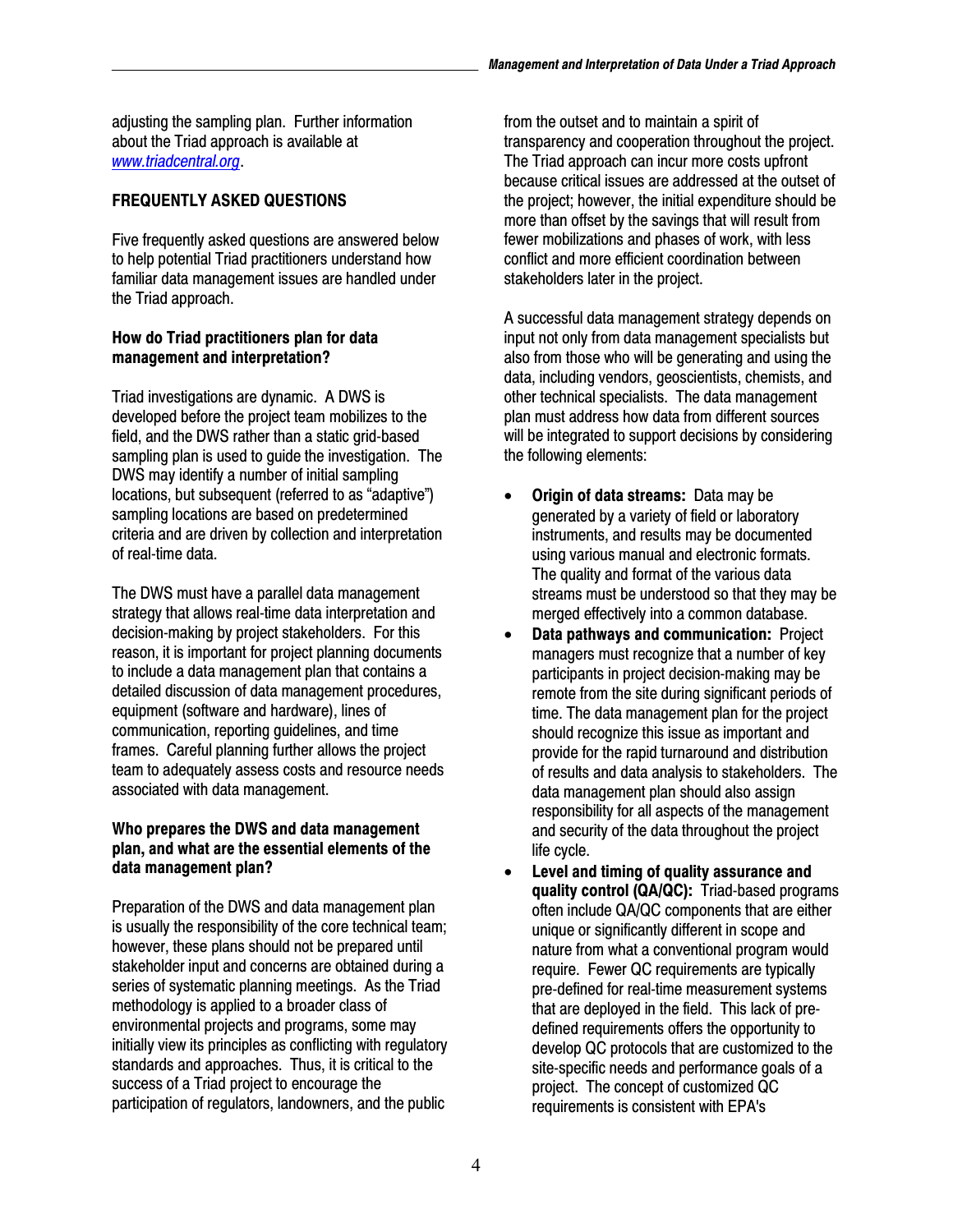adjusting the sampling plan. Further information about the Triad approach is available at [www.triadcentral.org](http://www.triadcentral.org).

## FREQUENTLY ASKED QUESTIONS

Five frequently asked questions are answered below to help potential Triad practitioners understand how familiar data management issues are handled under the Triad approach.

### How do Triad practitioners plan for data management and interpretation?

Triad investigations are dynamic. A DWS is developed before the project team mobilizes to the field, and the DWS rather than a static grid-based sampling plan is used to guide the investigation. The DWS may identify a number of initial sampling locations, but subsequent (referred to as "adaptive") sampling locations are based on predetermined criteria and are driven by collection and interpretation of real-time data.

The DWS must have a parallel data management strategy that allows real-time data interpretation and decision-making by project stakeholders. For this reason, it is important for project planning documents to include a data management plan that contains a detailed discussion of data management procedures, equipment (software and hardware), lines of communication, reporting guidelines, and time frames. Careful planning further allows the project team to adequately assess costs and resource needs associated with data management.

### Who prepares the DWS and data management plan, and what are the essential elements of the data management plan?

Preparation of the DWS and data management plan is usually the responsibility of the core technical team; however, these plans should not be prepared until stakeholder input and concerns are obtained during a series of systematic planning meetings. As the Triad methodology is applied to a broader class of environmental projects and programs, some may initially view its principles as conflicting with regulatory standards and approaches. Thus, it is critical to the success of a Triad project to encourage the participation of regulators, landowners, and the public from the outset and to maintain a spirit of transparency and cooperation throughout the project. The Triad approach can incur more costs upfront because critical issues are addressed at the outset of the project; however, the initial expenditure should be more than offset by the savings that will result from fewer mobilizations and phases of work, with less conflict and more efficient coordination between stakeholders later in the project.

A successful data management strategy depends on input not only from data management specialists but also from those who will be generating and using the data, including vendors, geoscientists, chemists, and other technical specialists. The data management plan must address how data from different sources will be integrated to support decisions by considering the following elements:

- **Origin of data streams:** Data may be generated by a variety of field or laboratory instruments, and results may be documented using various manual and electronic formats. The quality and format of the various data streams must be understood so that they may be merged effectively into a common database.
- **Data pathways and communication:** Project managers must recognize that a number of key participants in project decision-making may be remote from the site during significant periods of time. The data management plan for the project should recognize this issue as important and provide for the rapid turnaround and distribution of results and data analysis to stakeholders. The data management plan should also assign responsibility for all aspects of the management and security of the data throughout the project life cycle.
- **Level and timing of quality assurance and quality control (QA/QC):** Triad-based programs often include QA/QC components that are either unique or significantly different in scope and nature from what a conventional program would require. Fewer QC requirements are typically pre-defined for real-time measurement systems that are deployed in the field. This lack of pre-defined requirements offers the opportunity to develop QC protocols that are customized to the site-specific needs and performance goals of a project. The concept of customized QC requirements is consistent with EPA's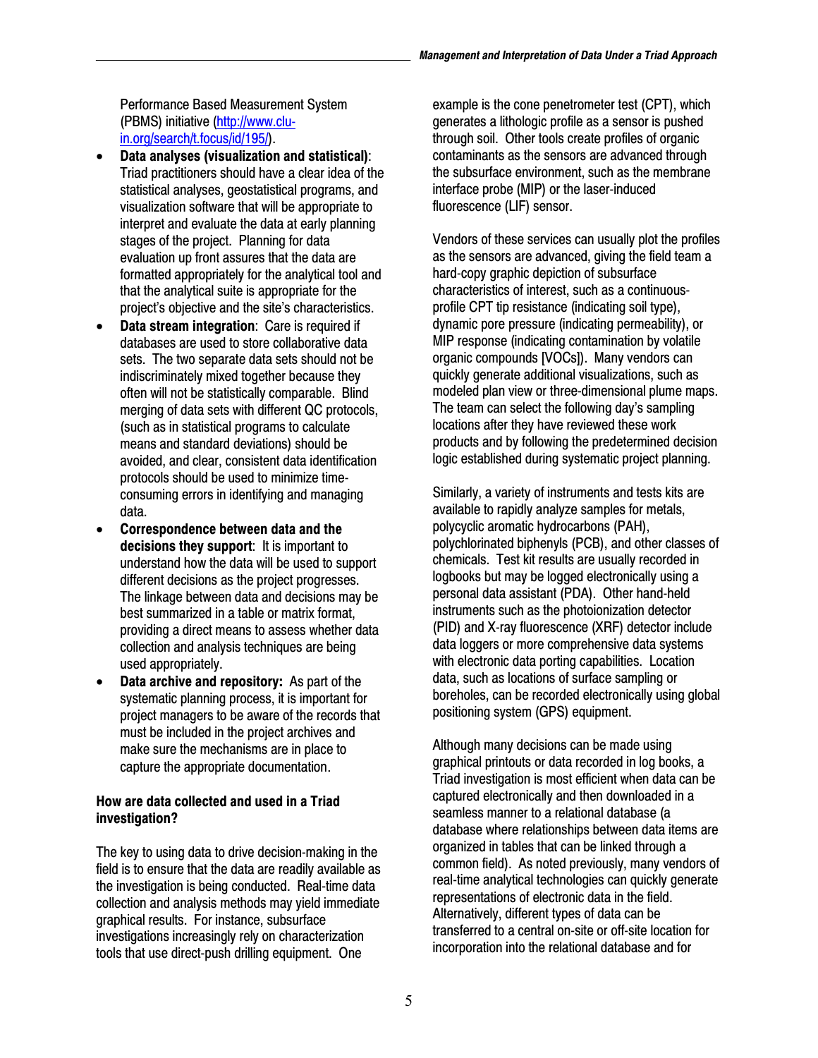Performance Based Measurement System (PBMS) initiative (http://www.clu-in.org/search/t.focus/id/195/).

- **Data analyses (visualization and statistical)**: Triad practitioners should have a clear idea of the statistical analyses, geostatistical programs, and visualization software that will be appropriate to interpret and evaluate the data at early planning stages of the project. Planning for data evaluation up front assures that the data are formatted appropriately for the analytical tool and that the analytical suite is appropriate for the project's objective and the site's characteristics.
- **Data stream integration**: Care is required if databases are used to store collaborative data sets. The two separate data sets should not be indiscriminately mixed together because they often will not be statistically comparable. Blind merging of data sets with different QC protocols, (such as in statistical programs to calculate means and standard deviations) should be avoided, and clear, consistent data identification protocols should be used to minimize time-consuming errors in identifying and managing data.
- **Correspondence between data and the decisions they support**: It is important to understand how the data will be used to support different decisions as the project progresses. The linkage between data and decisions may be best summarized in a table or matrix format, providing a direct means to assess whether data collection and analysis techniques are being used appropriately.
- **Data archive and repository:** As part of the systematic planning process, it is important for project managers to be aware of the records that must be included in the project archives and make sure the mechanisms are in place to capture the appropriate documentation.

### How are data collected and used in a Triad investigation?

The key to using data to drive decision-making in the field is to ensure that the data are readily available as the investigation is being conducted. Real-time data collection and analysis methods may yield immediate graphical results. For instance, subsurface investigations increasingly rely on characterization tools that use direct-push drilling equipment. One example is the cone penetrometer test (CPT), which generates a lithologic profile as a sensor is pushed through soil. Other tools create profiles of organic contaminants as the sensors are advanced through the subsurface environment, such as the membrane interface probe (MIP) or the laser-induced fluorescence (LIF) sensor.

Vendors of these services can usually plot the profiles as the sensors are advanced, giving the field team a hard-copy graphic depiction of subsurface characteristics of interest, such as a continuous-profile CPT tip resistance (indicating soil type), dynamic pore pressure (indicating permeability), or MIP response (indicating contamination by volatile organic compounds [VOCs]). Many vendors can quickly generate additional visualizations, such as modeled plan view or three-dimensional plume maps. The team can select the following day's sampling locations after they have reviewed these work products and by following the predetermined decision logic established during systematic project planning.

Similarly, a variety of instruments and tests kits are available to rapidly analyze samples for metals, polycyclic aromatic hydrocarbons (PAH), polychlorinated biphenyls (PCB), and other classes of chemicals. Test kit results are usually recorded in logbooks but may be logged electronically using a personal data assistant (PDA). Other hand-held instruments such as the photoionization detector (PID) and X-ray fluorescence (XRF) detector include data loggers or more comprehensive data systems with electronic data porting capabilities. Location data, such as locations of surface sampling or boreholes, can be recorded electronically using global positioning system (GPS) equipment.

Although many decisions can be made using graphical printouts or data recorded in log books, a Triad investigation is most efficient when data can be captured electronically and then downloaded in a seamless manner to a relational database (a database where relationships between data items are organized in tables that can be linked through a common field). As noted previously, many vendors of real-time analytical technologies can quickly generate representations of electronic data in the field. Alternatively, different types of data can be transferred to a central on-site or off-site location for incorporation into the relational database and for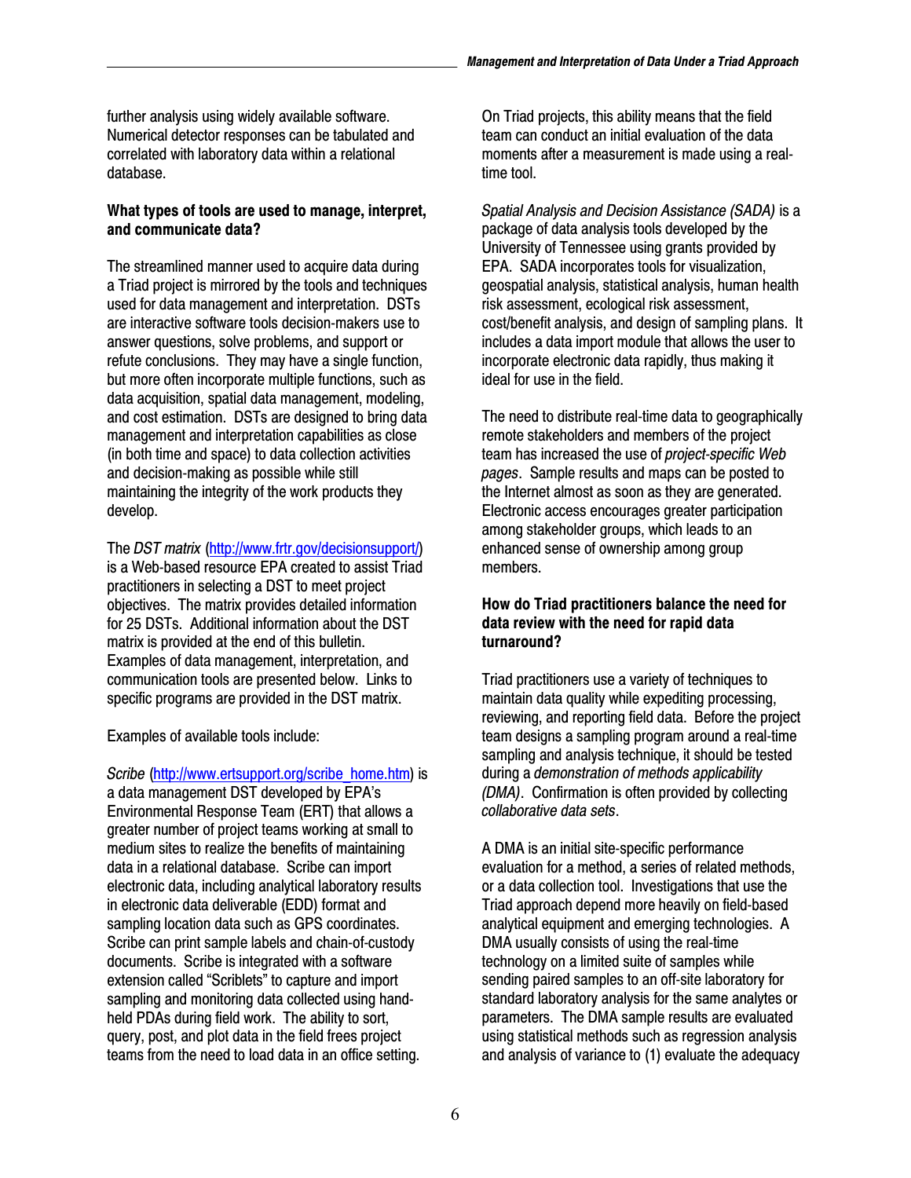further analysis using widely available software. Numerical detector responses can be tabulated and correlated with laboratory data within a relational database.

**What types of tools are used to manage, interpret, and communicate data?**

The streamlined manner used to acquire data during a Triad project is mirrored by the tools and techniques used for data management and interpretation. DSTs are interactive software tools decision-makers use to answer questions, solve problems, and support or refute conclusions. They may have a single function, but more often incorporate multiple functions, such as data acquisition, spatial data management, modeling, and cost estimation. DSTs are designed to bring data management and interpretation capabilities as close (in both time and space) to data collection activities and decision-making as possible while still maintaining the integrity of the work products they develop.

The *DST matrix* (http://www.frtr.gov/decisionsupport/) is a Web-based resource EPA created to assist Triad practitioners in selecting a DST to meet project objectives. The matrix provides detailed information for 25 DSTs. Additional information about the DST matrix is provided at the end of this bulletin. Examples of data management, interpretation, and communication tools are presented below. Links to specific programs are provided in the DST matrix.

Examples of available tools include:

*Scribe* (http://www.ertsupport.org/scribe_home.htm) is a data management DST developed by EPA's Environmental Response Team (ERT) that allows a greater number of project teams working at small to medium sites to realize the benefits of maintaining data in a relational database. Scribe can import electronic data, including analytical laboratory results in electronic data deliverable (EDD) format and sampling location data such as GPS coordinates. Scribe can print sample labels and chain-of-custody documents. Scribe is integrated with a software extension called "Scriblets" to capture and import sampling and monitoring data collected using hand-held PDAs during field work. The ability to sort, query, post, and plot data in the field frees project teams from the need to load data in an office setting. On Triad projects, this ability means that the field team can conduct an initial evaluation of the data moments after a measurement is made using a real-time tool.

*Spatial Analysis and Decision Assistance (SADA)* is a package of data analysis tools developed by the University of Tennessee using grants provided by EPA. SADA incorporates tools for visualization, geospatial analysis, statistical analysis, human health risk assessment, ecological risk assessment, cost/benefit analysis, and design of sampling plans. It includes a data import module that allows the user to incorporate electronic data rapidly, thus making it ideal for use in the field.

The need to distribute real-time data to geographically remote stakeholders and members of the project team has increased the use of *project-specific Web pages*. Sample results and maps can be posted to the Internet almost as soon as they are generated. Electronic access encourages greater participation among stakeholder groups, which leads to an enhanced sense of ownership among group members.

**How do Triad practitioners balance the need for data review with the need for rapid data turnaround?**

Triad practitioners use a variety of techniques to maintain data quality while expediting processing, reviewing, and reporting field data. Before the project team designs a sampling program around a real-time sampling and analysis technique, it should be tested during a *demonstration of methods applicability (DMA)*. Confirmation is often provided by collecting *collaborative data sets*.

A DMA is an initial site-specific performance evaluation for a method, a series of related methods, or a data collection tool. Investigations that use the Triad approach depend more heavily on field-based analytical equipment and emerging technologies. A DMA usually consists of using the real-time technology on a limited suite of samples while sending paired samples to an off-site laboratory for standard laboratory analysis for the same analytes or parameters. The DMA sample results are evaluated using statistical methods such as regression analysis and analysis of variance to (1) evaluate the adequacy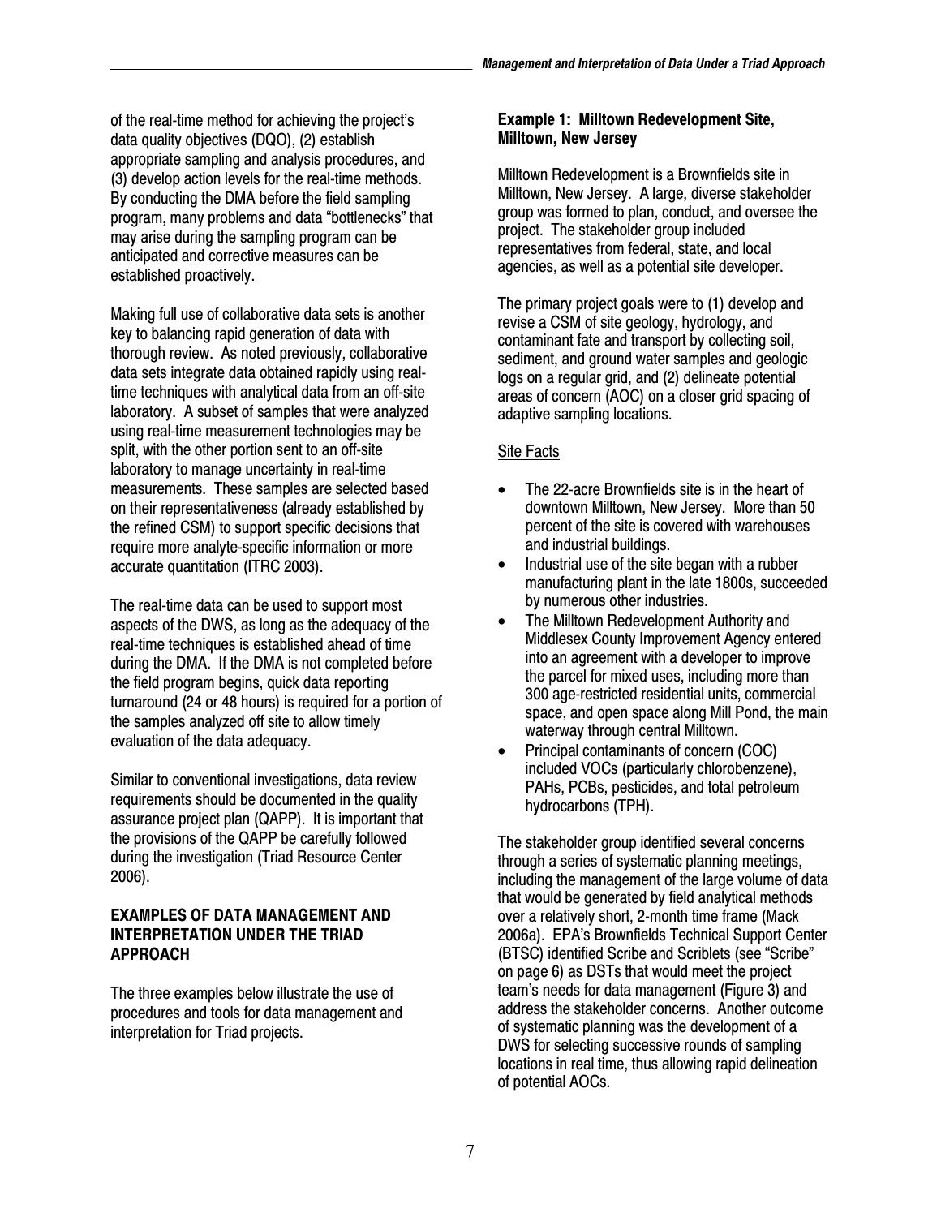of the real-time method for achieving the project's data quality objectives (DQO), (2) establish appropriate sampling and analysis procedures, and (3) develop action levels for the real-time methods. By conducting the DMA before the field sampling program, many problems and data "bottlenecks" that may arise during the sampling program can be anticipated and corrective measures can be established proactively.

Making full use of collaborative data sets is another key to balancing rapid generation of data with thorough review. As noted previously, collaborative data sets integrate data obtained rapidly using real-time techniques with analytical data from an off-site laboratory. A subset of samples that were analyzed using real-time measurement technologies may be split, with the other portion sent to an off-site laboratory to manage uncertainty in real-time measurements. These samples are selected based on their representativeness (already established by the refined CSM) to support specific decisions that require more analyte-specific information or more accurate quantitation (ITRC 2003).

The real-time data can be used to support most aspects of the DWS, as long as the adequacy of the real-time techniques is established ahead of time during the DMA. If the DMA is not completed before the field program begins, quick data reporting turnaround (24 or 48 hours) is required for a portion of the samples analyzed off site to allow timely evaluation of the data adequacy.

Similar to conventional investigations, data review requirements should be documented in the quality assurance project plan (QAPP). It is important that the provisions of the QAPP be carefully followed during the investigation (Triad Resource Center 2006).

## EXAMPLES OF DATA MANAGEMENT AND INTERPRETATION UNDER THE TRIAD APPROACH

The three examples below illustrate the use of procedures and tools for data management and interpretation for Triad projects.

### Example 1: Milltown Redevelopment Site, Milltown, New Jersey

Milltown Redevelopment is a Brownfields site in Milltown, New Jersey. A large, diverse stakeholder group was formed to plan, conduct, and oversee the project. The stakeholder group included representatives from federal, state, and local agencies, as well as a potential site developer.

The primary project goals were to (1) develop and revise a CSM of site geology, hydrology, and contaminant fate and transport by collecting soil, sediment, and ground water samples and geologic logs on a regular grid, and (2) delineate potential areas of concern (AOC) on a closer grid spacing of adaptive sampling locations.

Site Facts

- The 22-acre Brownfields site is in the heart of downtown Milltown, New Jersey. More than 50 percent of the site is covered with warehouses and industrial buildings.
- Industrial use of the site began with a rubber manufacturing plant in the late 1800s, succeeded by numerous other industries.
- The Milltown Redevelopment Authority and Middlesex County Improvement Agency entered into an agreement with a developer to improve the parcel for mixed uses, including more than 300 age-restricted residential units, commercial space, and open space along Mill Pond, the main waterway through central Milltown.
- Principal contaminants of concern (COC) included VOCs (particularly chlorobenzene), PAHs, PCBs, pesticides, and total petroleum hydrocarbons (TPH).

The stakeholder group identified several concerns through a series of systematic planning meetings, including the management of the large volume of data that would be generated by field analytical methods over a relatively short, 2-month time frame (Mack 2006a). EPA's Brownfields Technical Support Center (BTSC) identified Scribe and Scriblets (see "Scribe" on page 6) as DSTs that would meet the project team's needs for data management (Figure 3) and address the stakeholder concerns. Another outcome of systematic planning was the development of a DWS for selecting successive rounds of sampling locations in real time, thus allowing rapid delineation of potential AOCs.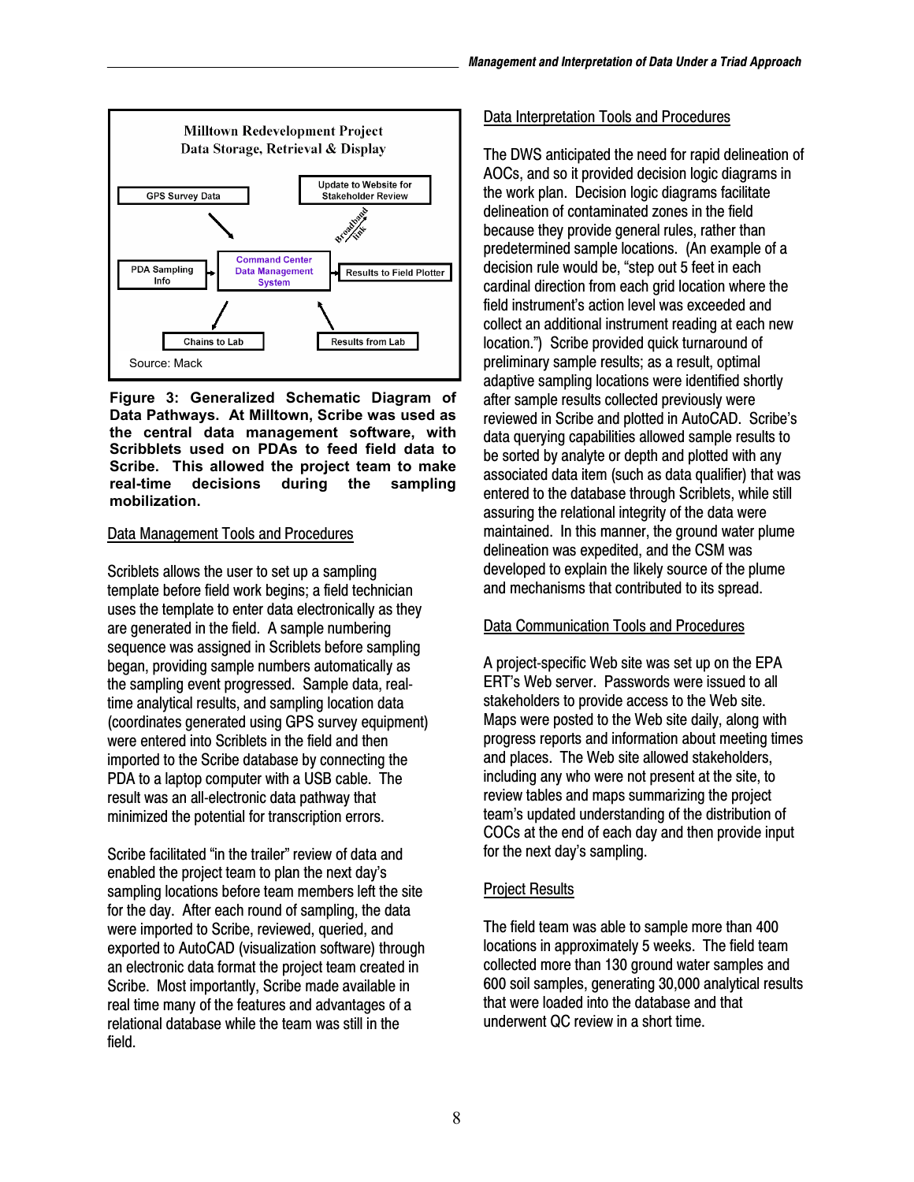Milltown Redevelopment Project
Data Storage, Retrieval & Display

GPS Survey Data

Update to Website for Stakeholder Review

Broadband link

PDA Sampling Info

Command Center Data Management System

Results to Field Plotter

Chains to Lab

Results from Lab

Source: Mack

**Figure 3: Generalized Schematic Diagram of Data Pathways. At Milltown, Scribe was used as the central data management software, with Scribblets used on PDAs to feed field data to Scribe. This allowed the project team to make real-time decisions during the sampling mobilization.**

Data Management Tools and Procedures

Scriblets allows the user to set up a sampling template before field work begins; a field technician uses the template to enter data electronically as they are generated in the field. A sample numbering sequence was assigned in Scriblets before sampling began, providing sample numbers automatically as the sampling event progressed. Sample data, real-time analytical results, and sampling location data (coordinates generated using GPS survey equipment) were entered into Scriblets in the field and then imported to the Scribe database by connecting the PDA to a laptop computer with a USB cable. The result was an all-electronic data pathway that minimized the potential for transcription errors.

Scribe facilitated "in the trailer" review of data and enabled the project team to plan the next day's sampling locations before team members left the site for the day. After each round of sampling, the data were imported to Scribe, reviewed, queried, and exported to AutoCAD (visualization software) through an electronic data format the project team created in Scribe. Most importantly, Scribe made available in real time many of the features and advantages of a relational database while the team was still in the field.

Data Interpretation Tools and Procedures

The DWS anticipated the need for rapid delineation of AOCs, and so it provided decision logic diagrams in the work plan. Decision logic diagrams facilitate delineation of contaminated zones in the field because they provide general rules, rather than predetermined sample locations. (An example of a decision rule would be, "step out 5 feet in each cardinal direction from each grid location where the field instrument's action level was exceeded and collect an additional instrument reading at each new location.") Scribe provided quick turnaround of preliminary sample results; as a result, optimal adaptive sampling locations were identified shortly after sample results collected previously were reviewed in Scribe and plotted in AutoCAD. Scribe's data querying capabilities allowed sample results to be sorted by analyte or depth and plotted with any associated data item (such as data qualifier) that was entered to the database through Scriblets, while still assuring the relational integrity of the data were maintained. In this manner, the ground water plume delineation was expedited, and the CSM was developed to explain the likely source of the plume and mechanisms that contributed to its spread.

Data Communication Tools and Procedures

A project-specific Web site was set up on the EPA ERT's Web server. Passwords were issued to all stakeholders to provide access to the Web site. Maps were posted to the Web site daily, along with progress reports and information about meeting times and places. The Web site allowed stakeholders, including any who were not present at the site, to review tables and maps summarizing the project team's updated understanding of the distribution of COCs at the end of each day and then provide input for the next day's sampling.

Project Results

The field team was able to sample more than 400 locations in approximately 5 weeks. The field team collected more than 130 ground water samples and 600 soil samples, generating 30,000 analytical results that were loaded into the database and that underwent QC review in a short time.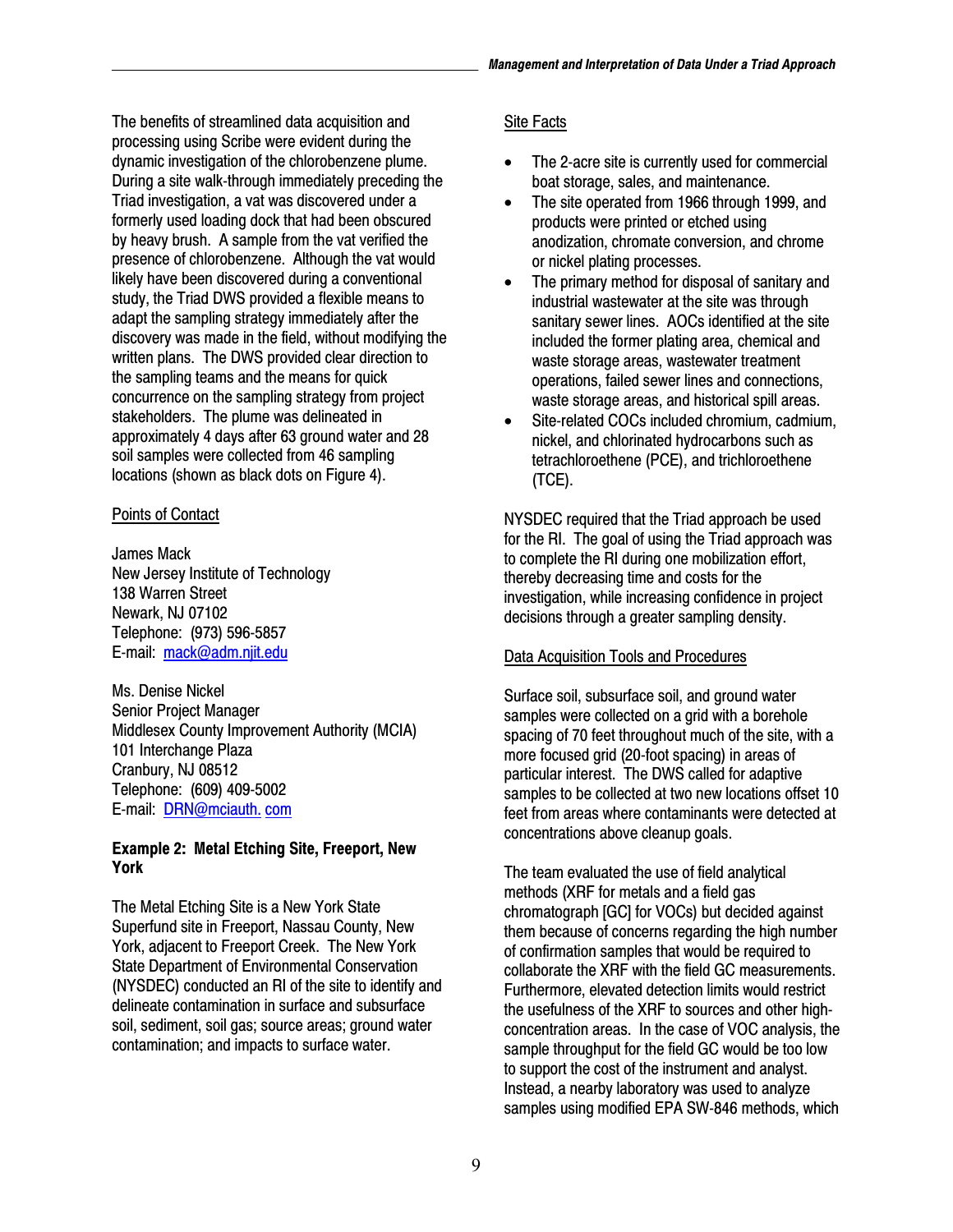The benefits of streamlined data acquisition and processing using Scribe were evident during the dynamic investigation of the chlorobenzene plume. During a site walk-through immediately preceding the Triad investigation, a vat was discovered under a formerly used loading dock that had been obscured by heavy brush. A sample from the vat verified the presence of chlorobenzene. Although the vat would likely have been discovered during a conventional study, the Triad DWS provided a flexible means to adapt the sampling strategy immediately after the discovery was made in the field, without modifying the written plans. The DWS provided clear direction to the sampling teams and the means for quick concurrence on the sampling strategy from project stakeholders. The plume was delineated in approximately 4 days after 63 ground water and 28 soil samples were collected from 46 sampling locations (shown as black dots on Figure 4).

Points of Contact

James Mack
New Jersey Institute of Technology
138 Warren Street
Newark, NJ 07102
Telephone: (973) 596-5857
E-mail: mack@adm.njit.edu

Ms. Denise Nickel
Senior Project Manager
Middlesex County Improvement Authority (MCIA)
101 Interchange Plaza
Cranbury, NJ 08512
Telephone: (609) 409-5002
E-mail: DRN@mciauth. com

**Example 2: Metal Etching Site, Freeport, New York**

The Metal Etching Site is a New York State Superfund site in Freeport, Nassau County, New York, adjacent to Freeport Creek. The New York State Department of Environmental Conservation (NYSDEC) conducted an RI of the site to identify and delineate contamination in surface and subsurface soil, sediment, soil gas; source areas; ground water contamination; and impacts to surface water.

Site Facts

- The 2-acre site is currently used for commercial boat storage, sales, and maintenance.
- The site operated from 1966 through 1999, and products were printed or etched using anodization, chromate conversion, and chrome or nickel plating processes.
- The primary method for disposal of sanitary and industrial wastewater at the site was through sanitary sewer lines. AOCs identified at the site included the former plating area, chemical and waste storage areas, wastewater treatment operations, failed sewer lines and connections, waste storage areas, and historical spill areas.
- Site-related COCs included chromium, cadmium, nickel, and chlorinated hydrocarbons such as tetrachloroethene (PCE), and trichloroethene (TCE).

NYSDEC required that the Triad approach be used for the RI. The goal of using the Triad approach was to complete the RI during one mobilization effort, thereby decreasing time and costs for the investigation, while increasing confidence in project decisions through a greater sampling density.

Data Acquisition Tools and Procedures

Surface soil, subsurface soil, and ground water samples were collected on a grid with a borehole spacing of 70 feet throughout much of the site, with a more focused grid (20-foot spacing) in areas of particular interest. The DWS called for adaptive samples to be collected at two new locations offset 10 feet from areas where contaminants were detected at concentrations above cleanup goals.

The team evaluated the use of field analytical methods (XRF for metals and a field gas chromatograph [GC] for VOCs) but decided against them because of concerns regarding the high number of confirmation samples that would be required to collaborate the XRF with the field GC measurements. Furthermore, elevated detection limits would restrict the usefulness of the XRF to sources and other high-concentration areas. In the case of VOC analysis, the sample throughput for the field GC would be too low to support the cost of the instrument and analyst. Instead, a nearby laboratory was used to analyze samples using modified EPA SW-846 methods, which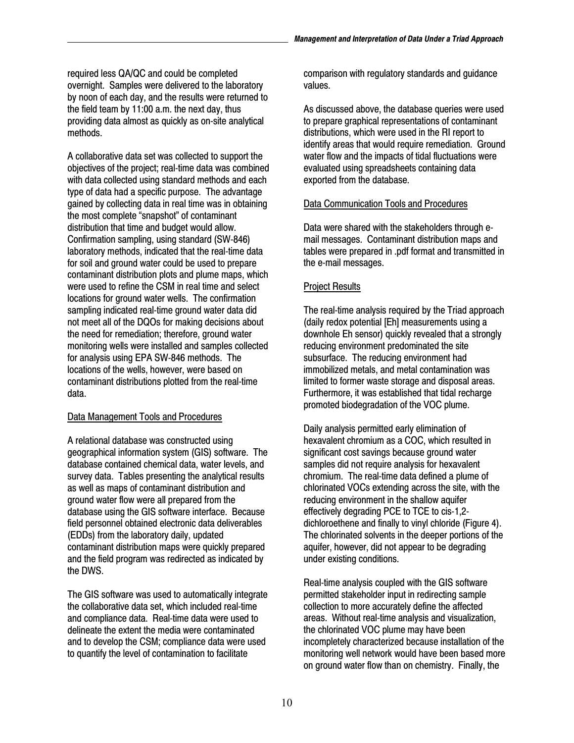required less QA/QC and could be completed overnight. Samples were delivered to the laboratory by noon of each day, and the results were returned to the field team by 11:00 a.m. the next day, thus providing data almost as quickly as on-site analytical methods.

A collaborative data set was collected to support the objectives of the project; real-time data was combined with data collected using standard methods and each type of data had a specific purpose. The advantage gained by collecting data in real time was in obtaining the most complete "snapshot" of contaminant distribution that time and budget would allow. Confirmation sampling, using standard (SW-846) laboratory methods, indicated that the real-time data for soil and ground water could be used to prepare contaminant distribution plots and plume maps, which were used to refine the CSM in real time and select locations for ground water wells. The confirmation sampling indicated real-time ground water data did not meet all of the DQOs for making decisions about the need for remediation; therefore, ground water monitoring wells were installed and samples collected for analysis using EPA SW-846 methods. The locations of the wells, however, were based on contaminant distributions plotted from the real-time data.

Data Management Tools and Procedures

A relational database was constructed using geographical information system (GIS) software. The database contained chemical data, water levels, and survey data. Tables presenting the analytical results as well as maps of contaminant distribution and ground water flow were all prepared from the database using the GIS software interface. Because field personnel obtained electronic data deliverables (EDDs) from the laboratory daily, updated contaminant distribution maps were quickly prepared and the field program was redirected as indicated by the DWS.

The GIS software was used to automatically integrate the collaborative data set, which included real-time and compliance data. Real-time data were used to delineate the extent the media were contaminated and to develop the CSM; compliance data were used to quantify the level of contamination to facilitate comparison with regulatory standards and guidance values.

As discussed above, the database queries were used to prepare graphical representations of contaminant distributions, which were used in the RI report to identify areas that would require remediation. Ground water flow and the impacts of tidal fluctuations were evaluated using spreadsheets containing data exported from the database.

Data Communication Tools and Procedures

Data were shared with the stakeholders through e-mail messages. Contaminant distribution maps and tables were prepared in .pdf format and transmitted in the e-mail messages.

Project Results

The real-time analysis required by the Triad approach (daily redox potential [Eh] measurements using a downhole Eh sensor) quickly revealed that a strongly reducing environment predominated the site subsurface. The reducing environment had immobilized metals, and metal contamination was limited to former waste storage and disposal areas. Furthermore, it was established that tidal recharge promoted biodegradation of the VOC plume.

Daily analysis permitted early elimination of hexavalent chromium as a COC, which resulted in significant cost savings because ground water samples did not require analysis for hexavalent chromium. The real-time data defined a plume of chlorinated VOCs extending across the site, with the reducing environment in the shallow aquifer effectively degrading PCE to TCE to cis-1,2-dichloroethene and finally to vinyl chloride (Figure 4). The chlorinated solvents in the deeper portions of the aquifer, however, did not appear to be degrading under existing conditions.

Real-time analysis coupled with the GIS software permitted stakeholder input in redirecting sample collection to more accurately define the affected areas. Without real-time analysis and visualization, the chlorinated VOC plume may have been incompletely characterized because installation of the monitoring well network would have been based more on ground water flow than on chemistry. Finally, the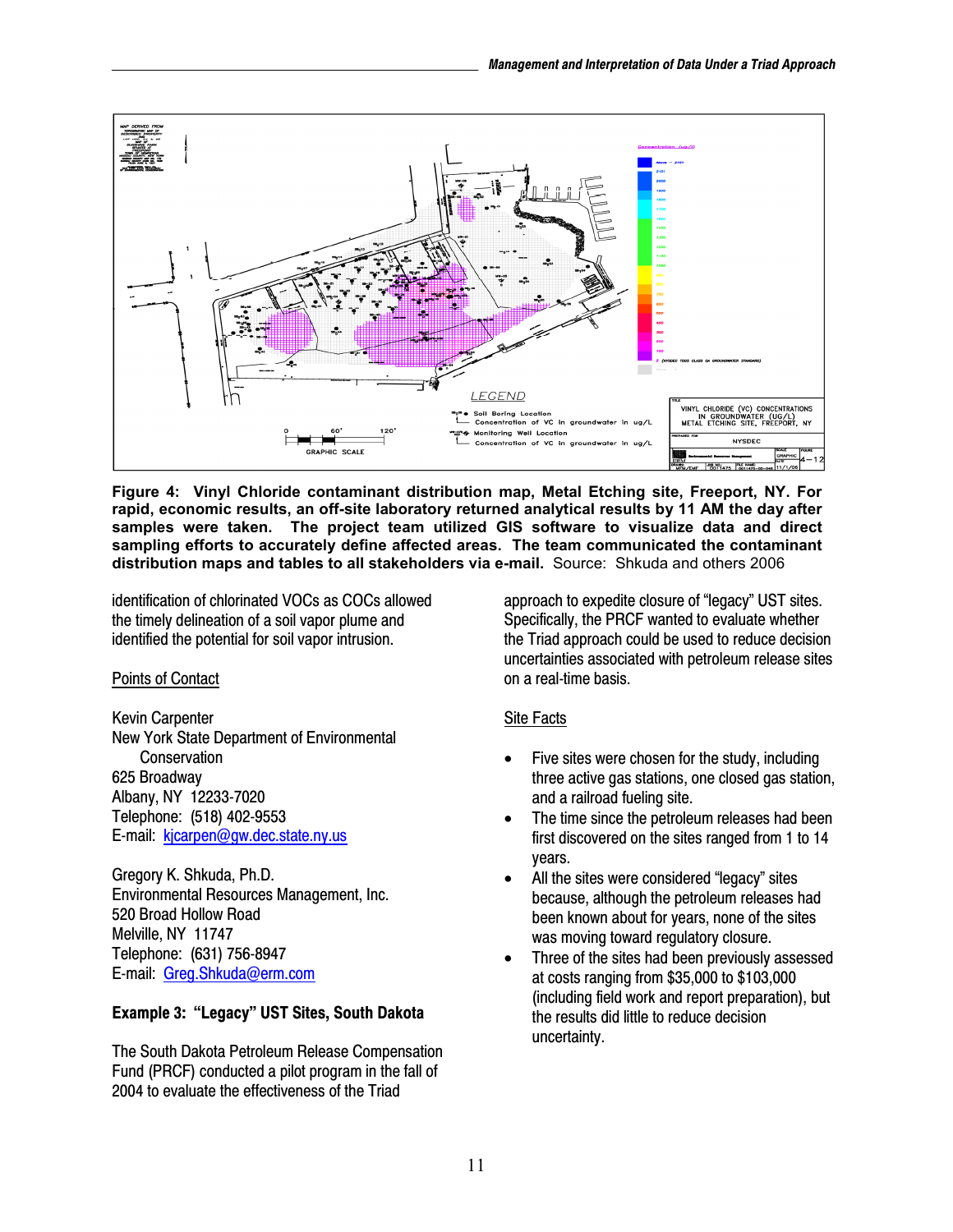**Figure 4: Vinyl Chloride contaminant distribution map, Metal Etching site, Freeport, NY. For rapid, economic results, an off-site laboratory returned analytical results by 11 AM the day after samples were taken. The project team utilized GIS software to visualize data and direct sampling efforts to accurately define affected areas. The team communicated the contaminant distribution maps and tables to all stakeholders via e-mail.** Source: Shkuda and others 2006

identification of chlorinated VOCs as COCs allowed the timely delineation of a soil vapor plume and identified the potential for soil vapor intrusion.

Points of Contact

Kevin Carpenter
New York State Department of Environmental Conservation
625 Broadway
Albany, NY 12233-7020
Telephone: (518) 402-9553
E-mail: kjcarpen@gw.dec.state.ny.us

Gregory K. Shkuda, Ph.D.
Environmental Resources Management, Inc.
520 Broad Hollow Road
Melville, NY 11747
Telephone: (631) 756-8947
E-mail: Greg.Shkuda@erm.com

**Example 3: "Legacy" UST Sites, South Dakota**

The South Dakota Petroleum Release Compensation Fund (PRCF) conducted a pilot program in the fall of 2004 to evaluate the effectiveness of the Triad approach to expedite closure of "legacy" UST sites. Specifically, the PRCF wanted to evaluate whether the Triad approach could be used to reduce decision uncertainties associated with petroleum release sites on a real-time basis.

Site Facts

- Five sites were chosen for the study, including three active gas stations, one closed gas station, and a railroad fueling site.
- The time since the petroleum releases had been first discovered on the sites ranged from 1 to 14 years.
- All the sites were considered "legacy" sites because, although the petroleum releases had been known about for years, none of the sites was moving toward regulatory closure.
- Three of the sites had been previously assessed at costs ranging from $35,000 to $103,000 (including field work and report preparation), but the results did little to reduce decision uncertainty.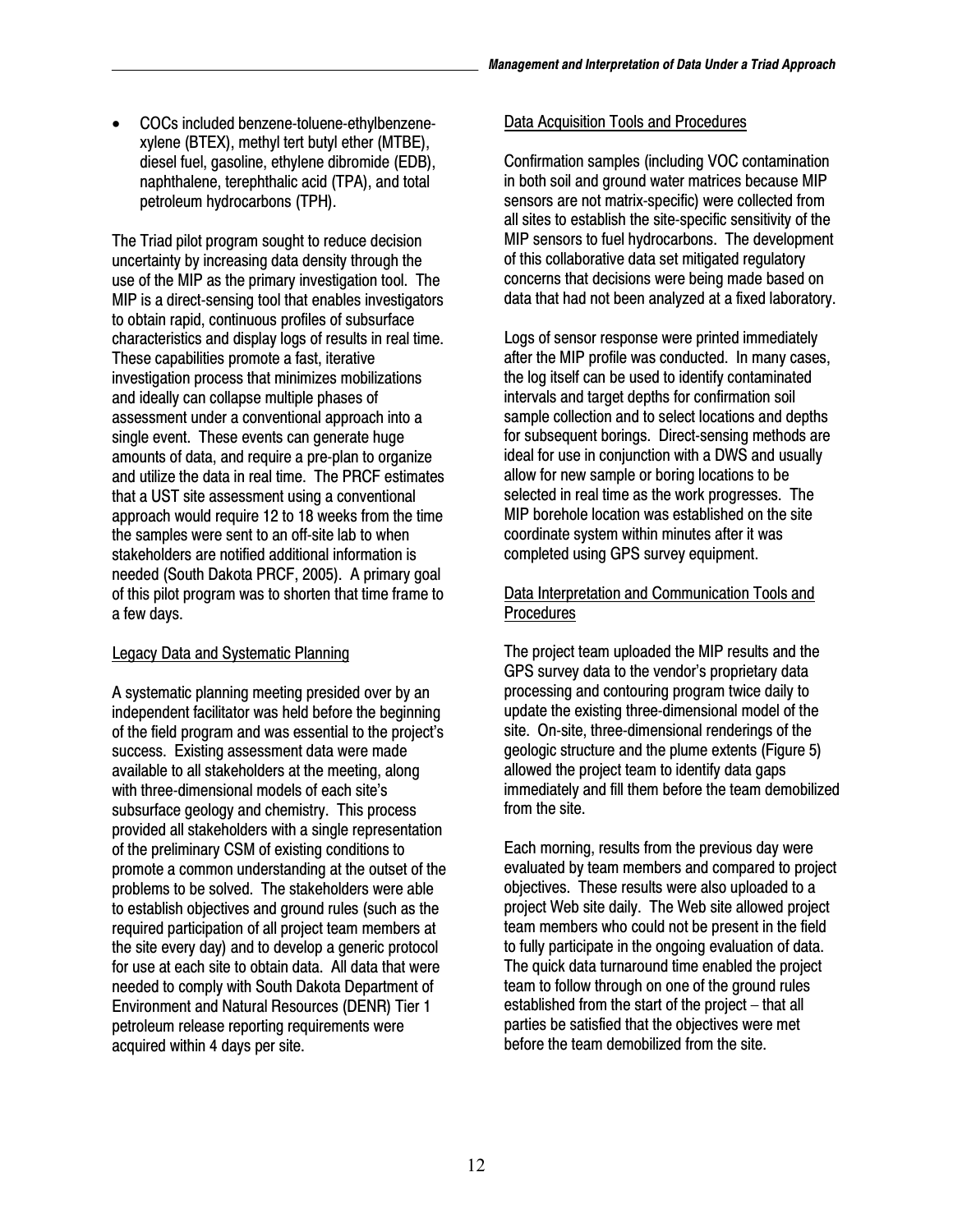- COCs included benzene-toluene-ethylbenzene-xylene (BTEX), methyl tert butyl ether (MTBE), diesel fuel, gasoline, ethylene dibromide (EDB), naphthalene, terephthalic acid (TPA), and total petroleum hydrocarbons (TPH).

The Triad pilot program sought to reduce decision uncertainty by increasing data density through the use of the MIP as the primary investigation tool. The MIP is a direct-sensing tool that enables investigators to obtain rapid, continuous profiles of subsurface characteristics and display logs of results in real time. These capabilities promote a fast, iterative investigation process that minimizes mobilizations and ideally can collapse multiple phases of assessment under a conventional approach into a single event. These events can generate huge amounts of data, and require a pre-plan to organize and utilize the data in real time. The PRCF estimates that a UST site assessment using a conventional approach would require 12 to 18 weeks from the time the samples were sent to an off-site lab to when stakeholders are notified additional information is needed (South Dakota PRCF, 2005). A primary goal of this pilot program was to shorten that time frame to a few days.

<u>Legacy Data and Systematic Planning</u>

A systematic planning meeting presided over by an independent facilitator was held before the beginning of the field program and was essential to the project's success. Existing assessment data were made available to all stakeholders at the meeting, along with three-dimensional models of each site's subsurface geology and chemistry. This process provided all stakeholders with a single representation of the preliminary CSM of existing conditions to promote a common understanding at the outset of the problems to be solved. The stakeholders were able to establish objectives and ground rules (such as the required participation of all project team members at the site every day) and to develop a generic protocol for use at each site to obtain data. All data that were needed to comply with South Dakota Department of Environment and Natural Resources (DENR) Tier 1 petroleum release reporting requirements were acquired within 4 days per site.

<u>Data Acquisition Tools and Procedures</u>

Confirmation samples (including VOC contamination in both soil and ground water matrices because MIP sensors are not matrix-specific) were collected from all sites to establish the site-specific sensitivity of the MIP sensors to fuel hydrocarbons. The development of this collaborative data set mitigated regulatory concerns that decisions were being made based on data that had not been analyzed at a fixed laboratory.

Logs of sensor response were printed immediately after the MIP profile was conducted. In many cases, the log itself can be used to identify contaminated intervals and target depths for confirmation soil sample collection and to select locations and depths for subsequent borings. Direct-sensing methods are ideal for use in conjunction with a DWS and usually allow for new sample or boring locations to be selected in real time as the work progresses. The MIP borehole location was established on the site coordinate system within minutes after it was completed using GPS survey equipment.

<u>Data Interpretation and Communication Tools and Procedures</u>

The project team uploaded the MIP results and the GPS survey data to the vendor's proprietary data processing and contouring program twice daily to update the existing three-dimensional model of the site. On-site, three-dimensional renderings of the geologic structure and the plume extents (Figure 5) allowed the project team to identify data gaps immediately and fill them before the team demobilized from the site.

Each morning, results from the previous day were evaluated by team members and compared to project objectives. These results were also uploaded to a project Web site daily. The Web site allowed project team members who could not be present in the field to fully participate in the ongoing evaluation of data. The quick data turnaround time enabled the project team to follow through on one of the ground rules established from the start of the project – that all parties be satisfied that the objectives were met before the team demobilized from the site.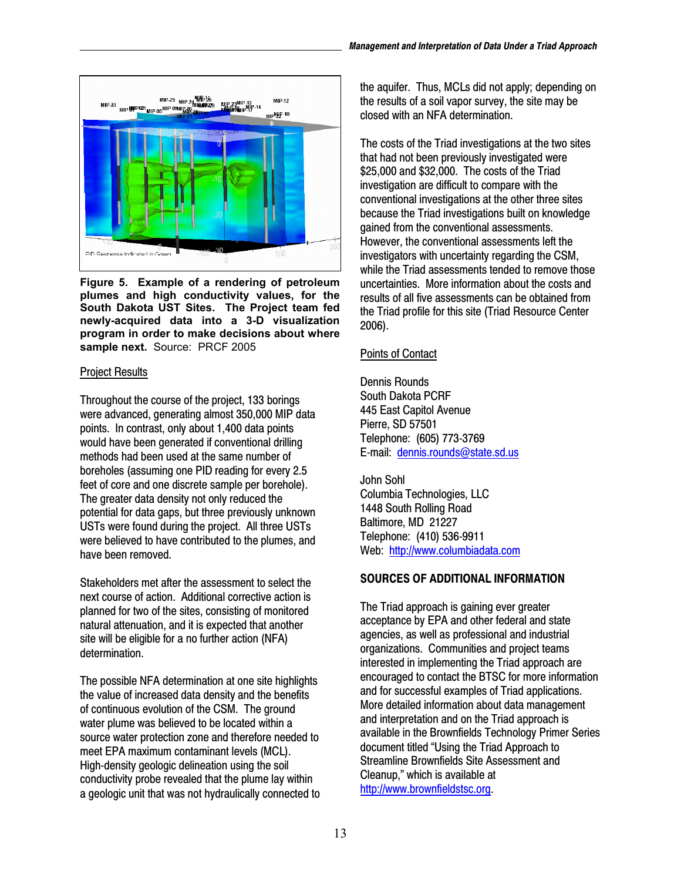**Figure 5. Example of a rendering of petroleum plumes and high conductivity values, for the South Dakota UST Sites. The Project team fed newly-acquired data into a 3-D visualization program in order to make decisions about where sample next.** Source: PRCF 2005

Project Results

Throughout the course of the project, 133 borings were advanced, generating almost 350,000 MIP data points. In contrast, only about 1,400 data points would have been generated if conventional drilling methods had been used at the same number of boreholes (assuming one PID reading for every 2.5 feet of core and one discrete sample per borehole). The greater data density not only reduced the potential for data gaps, but three previously unknown USTs were found during the project. All three USTs were believed to have contributed to the plumes, and have been removed.

Stakeholders met after the assessment to select the next course of action. Additional corrective action is planned for two of the sites, consisting of monitored natural attenuation, and it is expected that another site will be eligible for a no further action (NFA) determination.

The possible NFA determination at one site highlights the value of increased data density and the benefits of continuous evolution of the CSM. The ground water plume was believed to be located within a source water protection zone and therefore needed to meet EPA maximum contaminant levels (MCL). High-density geologic delineation using the soil conductivity probe revealed that the plume lay within a geologic unit that was not hydraulically connected to the aquifer. Thus, MCLs did not apply; depending on the results of a soil vapor survey, the site may be closed with an NFA determination.

The costs of the Triad investigations at the two sites that had not been previously investigated were $25,000 and $32,000. The costs of the Triad investigation are difficult to compare with the conventional investigations at the other three sites because the Triad investigations built on knowledge gained from the conventional assessments. However, the conventional assessments left the investigators with uncertainty regarding the CSM, while the Triad assessments tended to remove those uncertainties. More information about the costs and results of all five assessments can be obtained from the Triad profile for this site (Triad Resource Center 2006).

Points of Contact

Dennis Rounds
South Dakota PCRF
445 East Capitol Avenue
Pierre, SD 57501
Telephone: (605) 773-3769
E-mail: dennis.rounds@state.sd.us

John Sohl
Columbia Technologies, LLC
1448 South Rolling Road
Baltimore, MD 21227
Telephone: (410) 536-9911
Web: http://www.columbiadata.com

## SOURCES OF ADDITIONAL INFORMATION

The Triad approach is gaining ever greater acceptance by EPA and other federal and state agencies, as well as professional and industrial organizations. Communities and project teams interested in implementing the Triad approach are encouraged to contact the BTSC for more information and for successful examples of Triad applications. More detailed information about data management and interpretation and on the Triad approach is available in the Brownfields Technology Primer Series document titled "Using the Triad Approach to Streamline Brownfields Site Assessment and Cleanup," which is available at http://www.brownfieldstsc.org.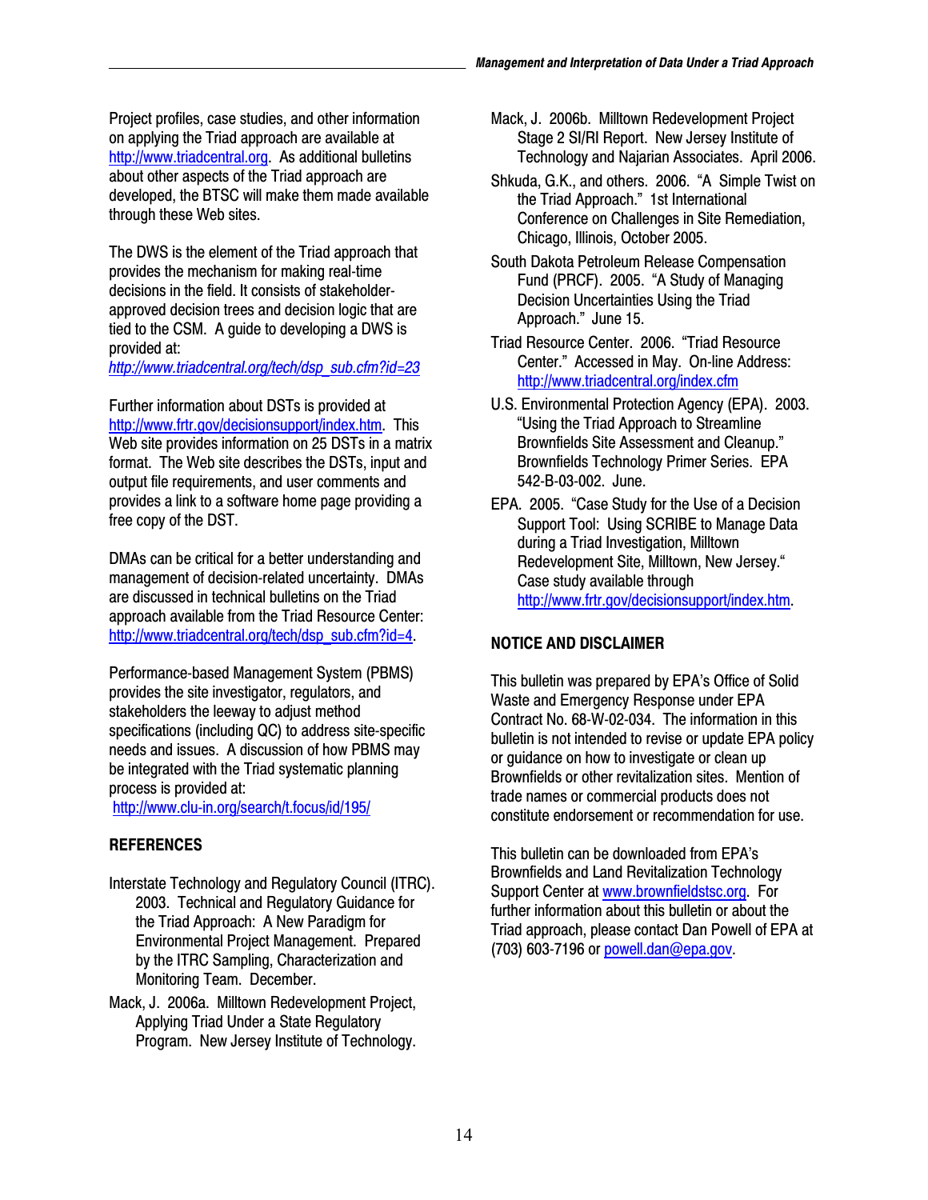Project profiles, case studies, and other information on applying the Triad approach are available at http://www.triadcentral.org. As additional bulletins about other aspects of the Triad approach are developed, the BTSC will make them made available through these Web sites.

The DWS is the element of the Triad approach that provides the mechanism for making real-time decisions in the field. It consists of stakeholder-approved decision trees and decision logic that are tied to the CSM. A guide to developing a DWS is provided at:
*http://www.triadcentral.org/tech/dsp_sub.cfm?id=23*

Further information about DSTs is provided at http://www.frtr.gov/decisionsupport/index.htm. This Web site provides information on 25 DSTs in a matrix format. The Web site describes the DSTs, input and output file requirements, and user comments and provides a link to a software home page providing a free copy of the DST.

DMAs can be critical for a better understanding and management of decision-related uncertainty. DMAs are discussed in technical bulletins on the Triad approach available from the Triad Resource Center: http://www.triadcentral.org/tech/dsp_sub.cfm?id=4.

Performance-based Management System (PBMS) provides the site investigator, regulators, and stakeholders the leeway to adjust method specifications (including QC) to address site-specific needs and issues. A discussion of how PBMS may be integrated with the Triad systematic planning process is provided at:
http://www.clu-in.org/search/t.focus/id/195/

## REFERENCES

Interstate Technology and Regulatory Council (ITRC). 2003. Technical and Regulatory Guidance for the Triad Approach: A New Paradigm for Environmental Project Management. Prepared by the ITRC Sampling, Characterization and Monitoring Team. December.

Mack, J. 2006a. Milltown Redevelopment Project, Applying Triad Under a State Regulatory Program. New Jersey Institute of Technology.

Mack, J. 2006b. Milltown Redevelopment Project Stage 2 SI/RI Report. New Jersey Institute of Technology and Najarian Associates. April 2006.

Shkuda, G.K., and others. 2006. "A Simple Twist on the Triad Approach." 1st International Conference on Challenges in Site Remediation, Chicago, Illinois, October 2005.

South Dakota Petroleum Release Compensation Fund (PRCF). 2005. "A Study of Managing Decision Uncertainties Using the Triad Approach." June 15.

Triad Resource Center. 2006. "Triad Resource Center." Accessed in May. On-line Address: http://www.triadcentral.org/index.cfm

U.S. Environmental Protection Agency (EPA). 2003. "Using the Triad Approach to Streamline Brownfields Site Assessment and Cleanup." Brownfields Technology Primer Series. EPA 542-B-03-002. June.

EPA. 2005. "Case Study for the Use of a Decision Support Tool: Using SCRIBE to Manage Data during a Triad Investigation, Milltown Redevelopment Site, Milltown, New Jersey." Case study available through http://www.frtr.gov/decisionsupport/index.htm.

## NOTICE AND DISCLAIMER

This bulletin was prepared by EPA's Office of Solid Waste and Emergency Response under EPA Contract No. 68-W-02-034. The information in this bulletin is not intended to revise or update EPA policy or guidance on how to investigate or clean up Brownfields or other revitalization sites. Mention of trade names or commercial products does not constitute endorsement or recommendation for use.

This bulletin can be downloaded from EPA's Brownfields and Land Revitalization Technology Support Center at www.brownfieldstsc.org. For further information about this bulletin or about the Triad approach, please contact Dan Powell of EPA at (703) 603-7196 or powell.dan@epa.gov.